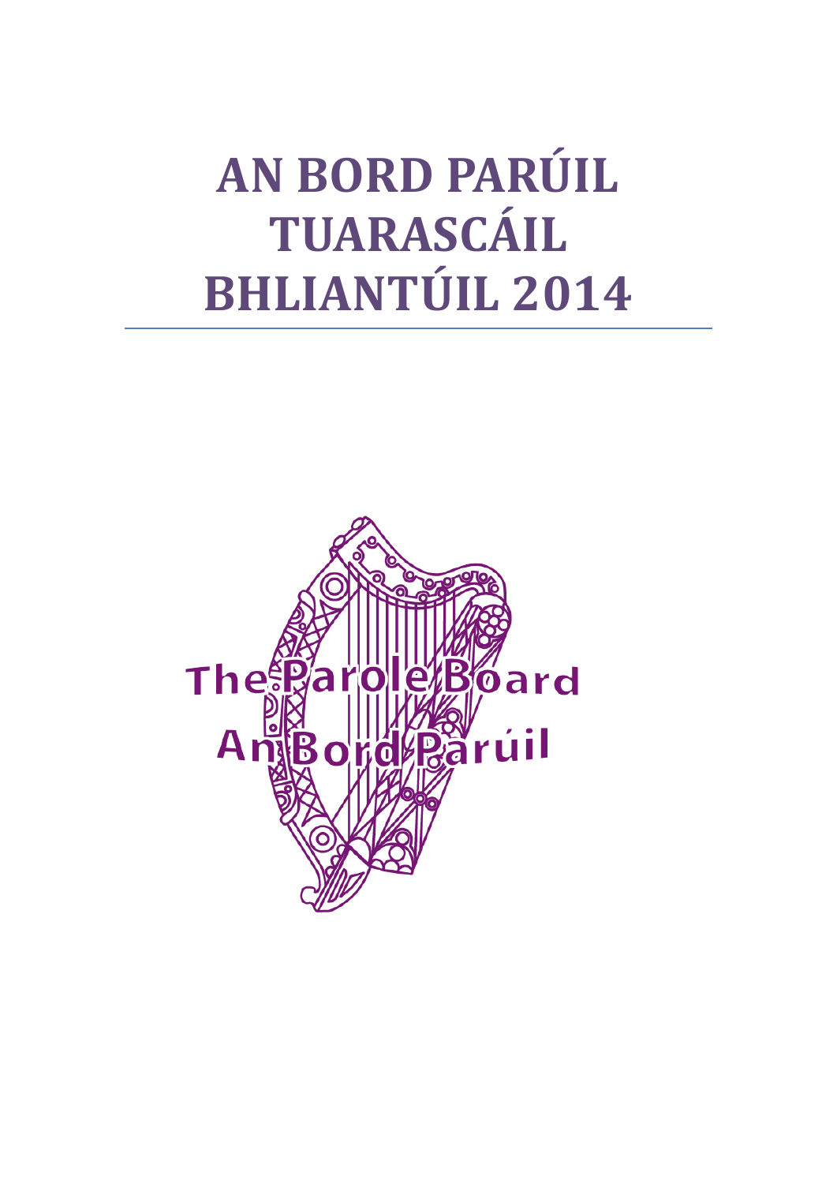# AN BORD PARÚIL TUARASCÁIL BHLIANTÚIL 2014

The Parole Board

An Bord Parúil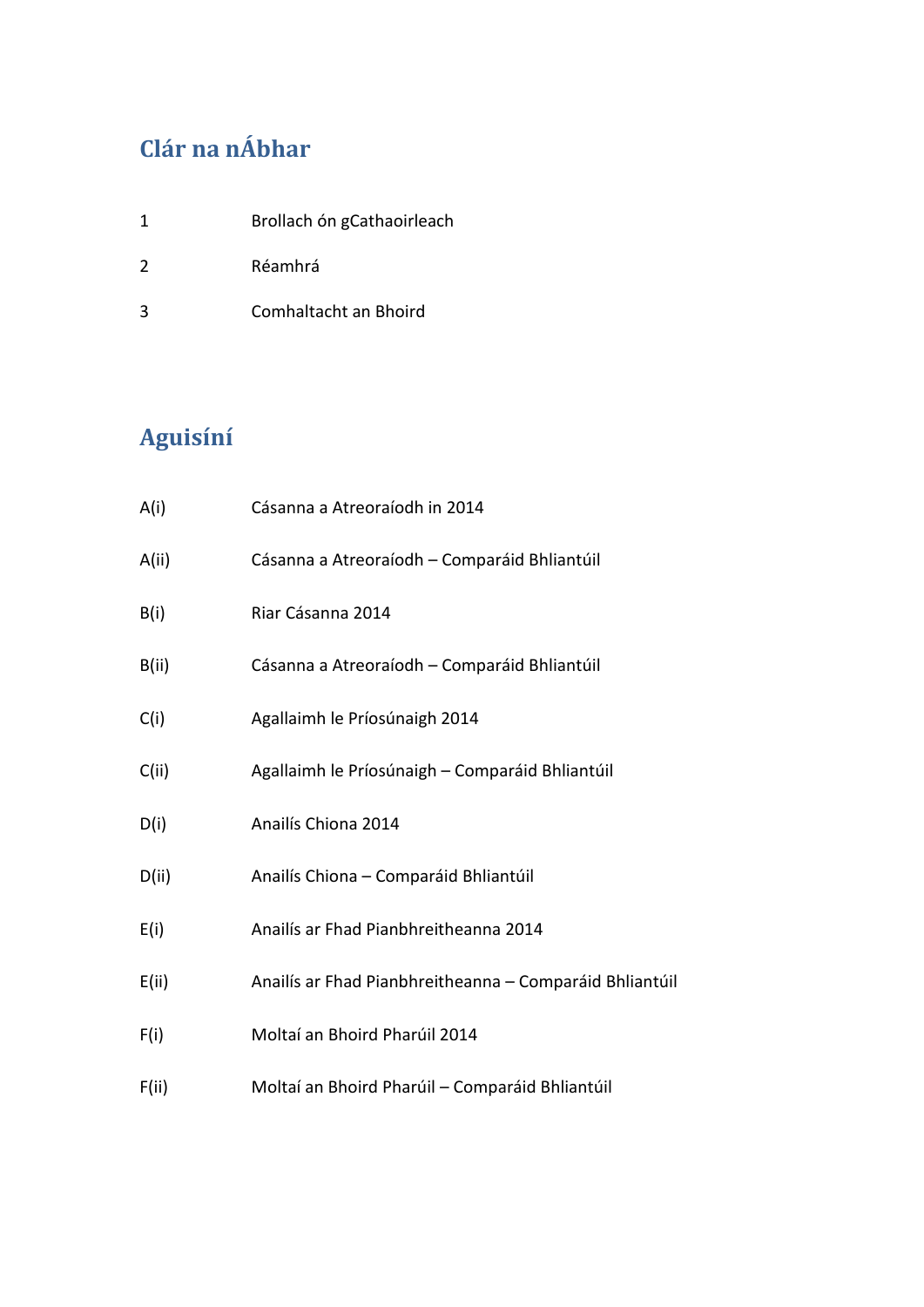## Clár na nÁbhar

| | |
|---|---|
| 1 | Brollach ón gCathaoirleach |
| 2 | Réamhrá |
| 3 | Comhaltacht an Bhoird |

## Aguisíní

| | |
|---|---|
| A(i) | Cásanna a Atreoraíodh in 2014 |
| A(ii) | Cásanna a Atreoraíodh – Comparáid Bhliantúil |
| B(i) | Riar Cásanna 2014 |
| B(ii) | Cásanna a Atreoraíodh – Comparáid Bhliantúil |
| C(i) | Agallaimh le Príosúnaigh 2014 |
| C(ii) | Agallaimh le Príosúnaigh – Comparáid Bhliantúil |
| D(i) | Anailís Chiona 2014 |
| D(ii) | Anailís Chiona – Comparáid Bhliantúil |
| E(i) | Anailís ar Fhad Pianbhreitheanna 2014 |
| E(ii) | Anailís ar Fhad Pianbhreitheanna – Comparáid Bhliantúil |
| F(i) | Moltaí an Bhoird Pharúil 2014 |
| F(ii) | Moltaí an Bhoird Pharúil – Comparáid Bhliantúil |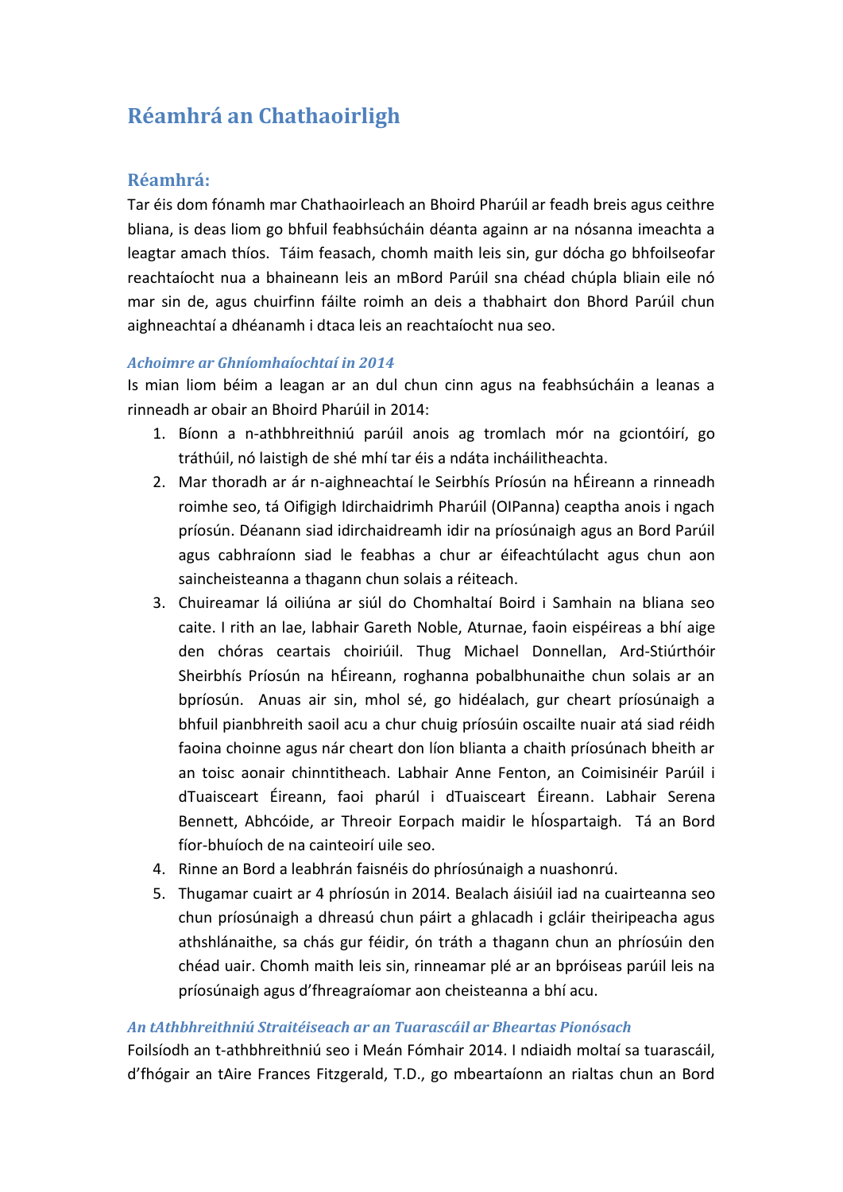# Réamhrá an Chathaoirligh

## Réamhrá:

Tar éis dom fónamh mar Chathaoirleach an Bhoird Pharúil ar feadh breis agus ceithre bliana, is deas liom go bhfuil feabhsúcháin déanta againn ar na nósanna imeachta a leagtar amach thíos. Táim feasach, chomh maith leis sin, gur dócha go bhfoilseofar reachtaíocht nua a bhaineann leis an mBord Parúil sna chéad chúpla bliain eile nó mar sin de, agus chuirfinn fáilte roimh an deis a thabhairt don Bhord Parúil chun aighneachtaí a dhéanamh i dtaca leis an reachtaíocht nua seo.

### *Achoimre ar Ghníomhaíochtaí in 2014*

Is mian liom béim a leagan ar an dul chun cinn agus na feabhsúcháin a leanas a rinneadh ar obair an Bhoird Pharúil in 2014:

1. Bíonn a n-athbhreithniú parúil anois ag tromlach mór na gciontóirí, go tráthúil, nó laistigh de shé mhí tar éis a ndáta incháilitheachta.
2. Mar thoradh ar ár n-aighneachtaí le Seirbhís Príosún na hÉireann a rinneadh roimhe seo, tá Oifigigh Idirchaidrimh Pharúil (OIPanna) ceaptha anois i ngach príosún. Déanann siad idirchaidreamh idir na príosúnaigh agus an Bord Parúil agus cabhraíonn siad le feabhas a chur ar éifeachtúlacht agus chun aon saincheisteanna a thagann chun solais a réiteach.
3. Chuireamar lá oiliúna ar siúl do Chomhaltaí Boird i Samhain na bliana seo caite. I rith an lae, labhair Gareth Noble, Aturnae, faoin eispéireas a bhí aige den chóras ceartais choiriúil. Thug Michael Donnellan, Ard-Stiúrthóir Sheirbhís Príosún na hÉireann, roghanna pobalbhunaithe chun solais ar an bpríosún. Anuas air sin, mhol sé, go hidéalach, gur cheart príosúnaigh a bhfuil pianbhreith saoil acu a chur chuig príosúin oscailte nuair atá siad réidh faoina choinne agus nár cheart don líon blianta a chaith príosúnach bheith ar an toisc aonair chinntitheach. Labhair Anne Fenton, an Coimisinéir Parúil i dTuaisceart Éireann, faoi pharúl i dTuaisceart Éireann. Labhair Serena Bennett, Abhcóide, ar Threoir Eorpach maidir le hÍospartaigh. Tá an Bord fíor-bhuíoch de na cainteoirí uile seo.
4. Rinne an Bord a leabhrán faisnéis do phríosúnaigh a nuashonrú.
5. Thugamar cuairt ar 4 phríosún in 2014. Bealach áisiúil iad na cuairteanna seo chun príosúnaigh a dhreasú chun páirt a ghlacadh i gcláir theiripeacha agus athshlánaithe, sa chás gur féidir, ón tráth a thagann chun an phríosúin den chéad uair. Chomh maith leis sin, rinneamar plé ar an bpróiseas parúil leis na príosúnaigh agus d'fhreagraíomar aon cheisteanna a bhí acu.

### *An tAthbhreithniú Straitéiseach ar an Tuarascáil ar Bheartas Pionósach*

Foilsíodh an t-athbhreithniú seo i Meán Fómhair 2014. I ndiaidh moltaí sa tuarascáil, d'fhógair an tAire Frances Fitzgerald, T.D., go mbeartaíonn an rialtas chun an Bord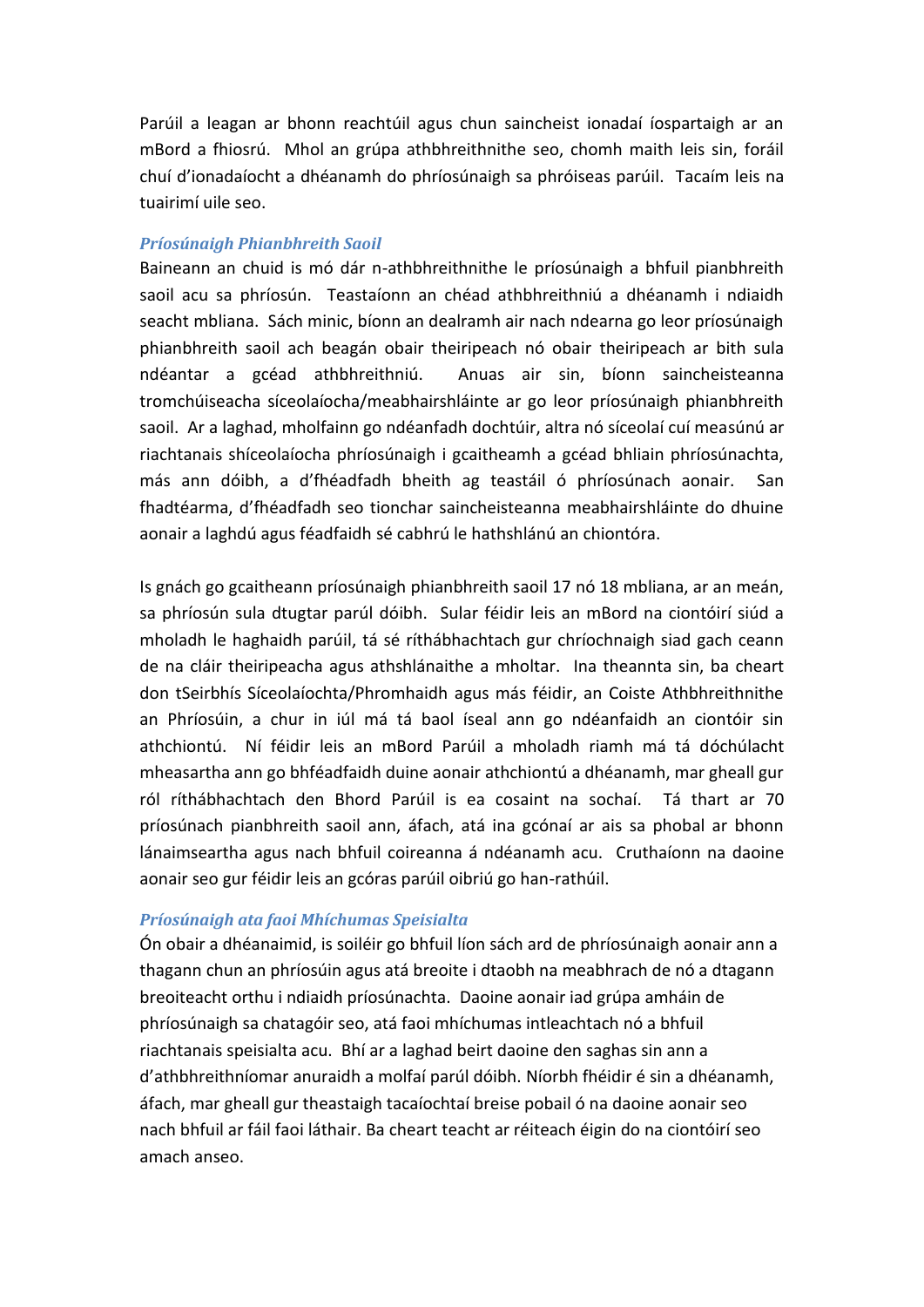Parúil a leagan ar bhonn reachtúil agus chun saincheist ionadaí íospartaigh ar an mBord a fhiosrú. Mhol an grúpa athbhreithnithe seo, chomh maith leis sin, foráil chuí d'ionadaíocht a dhéanamh do phríosúnaigh sa phróiseas parúil. Tacaím leis na tuairimí uile seo.

### *Príosúnaigh Phianbhreith Saoil*

Baineann an chuid is mó dár n-athbhreithnithe le príosúnaigh a bhfuil pianbhreith saoil acu sa phríosún. Teastaíonn an chéad athbhreithniú a dhéanamh i ndiaidh seacht mbliana. Sách minic, bíonn an dealramh air nach ndearna go leor príosúnaigh phianbhreith saoil ach beagán obair theiripeach nó obair theiripeach ar bith sula ndéantar a gcéad athbhreithniú. Anuas air sin, bíonn saincheisteanna tromchúiseacha síceolaíocha/meabhairshláinte ar go leor príosúnaigh phianbhreith saoil. Ar a laghad, mholfainn go ndéanfadh dochtúir, altra nó síceolaí cuí measúnú ar riachtanais shíceolaíocha phríosúnaigh i gcaitheamh a gcéad bhliain phríosúnachta, más ann dóibh, a d'fhéadfadh bheith ag teastáil ó phríosúnach aonair. San fhadtéarma, d'fhéadfadh seo tionchar saincheisteanna meabhairshláinte do dhuine aonair a laghdú agus féadfaidh sé cabhrú le hathshlánú an chiontóra.

Is gnách go gcaitheann príosúnaigh phianbhreith saoil 17 nó 18 mbliana, ar an meán, sa phríosún sula dtugtar parúl dóibh. Sular féidir leis an mBord na ciontóirí siúd a mholadh le haghaidh parúil, tá sé ríthábhachtach gur chríochnaigh siad gach ceann de na cláir theiripeacha agus athshlánaithe a mholtar. Ina theannta sin, ba cheart don tSeirbhís Síceolaíochta/Phromhaidh agus más féidir, an Coiste Athbhreithnithe an Phríosúin, a chur in iúl má tá baol íseal ann go ndéanfaidh an ciontóir sin athchiontú. Ní féidir leis an mBord Parúil a mholadh riamh má tá dóchúlacht mheasartha ann go bhféadfaidh duine aonair athchiontú a dhéanamh, mar gheall gur ról ríthábhachtach den Bhord Parúil is ea cosaint na sochaí. Tá thart ar 70 príosúnach pianbhreith saoil ann, áfach, atá ina gcónaí ar ais sa phobal ar bhonn lánaimseartha agus nach bhfuil coireanna á ndéanamh acu. Cruthaíonn na daoine aonair seo gur féidir leis an gcóras parúil oibriú go han-rathúil.

### *Príosúnaigh ata faoi Mhíchumas Speisialta*

Ón obair a dhéanaimid, is soiléir go bhfuil líon sách ard de phríosúnaigh aonair ann a thagann chun an phríosúin agus atá breoite i dtaobh na meabhrach de nó a dtagann breoiteacht orthu i ndiaidh príosúnachta. Daoine aonair iad grúpa amháin de phríosúnaigh sa chatagóir seo, atá faoi mhíchumas intleachtach nó a bhfuil riachtanais speisialta acu. Bhí ar a laghad beirt daoine den saghas sin ann a d'athbhreithníomar anuraidh a molfaí parúl dóibh. Níorbh fhéidir é sin a dhéanamh, áfach, mar gheall gur theastaigh tacaíochtaí breise pobail ó na daoine aonair seo nach bhfuil ar fáil faoi láthair. Ba cheart teacht ar réiteach éigin do na ciontóirí seo amach anseo.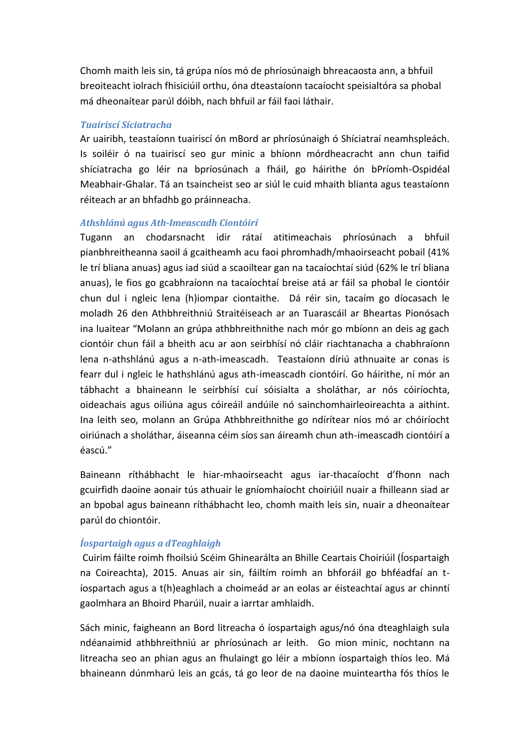Chomh maith leis sin, tá grúpa níos mó de phríosúnaigh bhreacaosta ann, a bhfuil breoiteacht iolrach fhisiciúil orthu, óna dteastaíonn tacaíocht speisialtóra sa phobal má dheonaítear parúl dóibh, nach bhfuil ar fáil faoi láthair.

### *Tuairiscí Síciatracha*

Ar uairibh, teastaíonn tuairiscí ón mBord ar phríosúnaigh ó Shíciatraí neamhspleách. Is soiléir ó na tuairiscí seo gur minic a bhíonn mórdheacracht ann chun taifid shíciatracha go léir na bpríosúnach a fháil, go háirithe ón bPríomh-Ospidéal Meabhair-Ghalar. Tá an tsaincheist seo ar siúl le cuid mhaith blianta agus teastaíonn réiteach ar an bhfadhb go práinneacha.

### *Athshlánú agus Ath-Imeascadh Ciontóirí*

Tugann an chodarsnacht idir rátaí atitimeachais phríosúnach a bhfuil pianbhreitheanna saoil á gcaitheamh acu faoi phromhadh/mhaoirseacht pobail (41% le trí bliana anuas) agus iad siúd a scaoiltear gan na tacaíochtaí siúd (62% le trí bliana anuas), le fios go gcabhraíonn na tacaíochtaí breise atá ar fáil sa phobal le ciontóir chun dul i ngleic lena (h)iompar ciontaithe. Dá réir sin, tacaím go díocasach le moladh 26 den Athbhreithniú Straitéiseach ar an Tuarascáil ar Bheartas Pionósach ina luaitear "Molann an grúpa athbhreithnithe nach mór go mbíonn an deis ag gach ciontóir chun fáil a bheith acu ar aon seirbhísí nó cláir riachtanacha a chabhraíonn lena n-athshlánú agus a n-ath-imeascadh. Teastaíonn díriú athnuaite ar conas is fearr dul i ngleic le hathshlánú agus ath-imeascadh ciontóirí. Go háirithe, ní mór an tábhacht a bhaineann le seirbhísí cuí sóisialta a sholáthar, ar nós cóiríochta, oideachais agus oiliúna agus cóireáil andúile nó sainchomhairleoireachta a aithint. Ina leith seo, molann an Grúpa Athbhreithnithe go ndírítear níos mó ar chóiríocht oiriúnach a sholáthar, áiseanna céim síos san áireamh chun ath-imeascadh ciontóirí a éascú."

Baineann ríthábhacht le hiar-mhaoirseacht agus iar-thacaíocht d'fhonn nach gcuirfidh daoine aonair tús athuair le gníomhaíocht choiriúil nuair a fhilleann siad ar an bpobal agus baineann ríthábhacht leo, chomh maith leis sin, nuair a dheonaítear parúl do chiontóir.

### *Íospartaigh agus a dTeaghlaigh*

Cuirim fáilte roimh fhoilsiú Scéim Ghinearálta an Bhille Ceartais Choiriúil (Íospartaigh na Coireachta), 2015. Anuas air sin, fáiltím roimh an bhforáil go bhféadfaí an t-íospartach agus a t(h)eaghlach a choimeád ar an eolas ar éisteachtaí agus ar chinntí gaolmhara an Bhoird Pharúil, nuair a iarrtar amhlaidh.

Sách minic, faigheann an Bord litreacha ó íospartaigh agus/nó óna dteaghlaigh sula ndéanaimid athbhreithniú ar phríosúnach ar leith. Go mion minic, nochtann na litreacha seo an phian agus an fhulaingt go léir a mbíonn íospartaigh thíos leo. Má bhaineann dúnmharú leis an gcás, tá go leor de na daoine muinteartha fós thíos le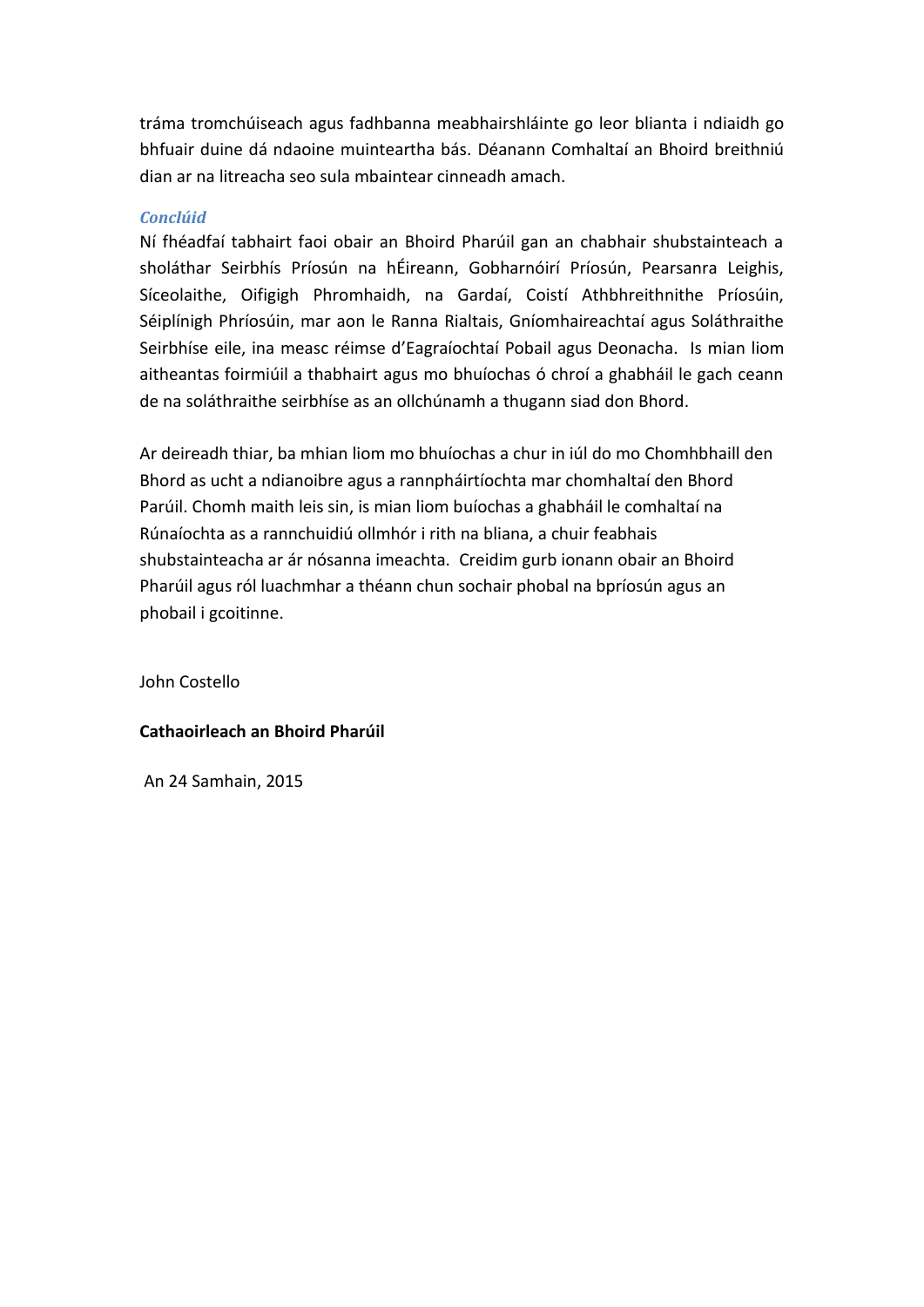tráma tromchúiseach agus fadhbanna meabhairshláinte go leor blianta i ndiaidh go bhfuair duine dá ndaoine muinteartha bás. Déanann Comhaltaí an Bhoird breithniú dian ar na litreacha seo sula mbaintear cinneadh amach.

### *Conclúid*

Ní fhéadfaí tabhairt faoi obair an Bhoird Pharúil gan an chabhair shubstainteach a sholáthar Seirbhís Príosún na hÉireann, Gobharnóirí Príosún, Pearsanra Leighis, Síceolaithe, Oifigigh Phromhaidh, na Gardaí, Coistí Athbhreithnithe Príosúin, Séiplínigh Phríosúin, mar aon le Ranna Rialtais, Gníomhaireachtaí agus Soláthraithe Seirbhíse eile, ina measc réimse d'Eagraíochtaí Pobail agus Deonacha. Is mian liom aitheantas foirmiúil a thabhairt agus mo bhuíochas ó chroí a ghabháil le gach ceann de na soláthraithe seirbhíse as an ollchúnamh a thugann siad don Bhord.

Ar deireadh thiar, ba mhian liom mo bhuíochas a chur in iúl do mo Chomhbhaill den Bhord as ucht a ndianoibre agus a rannpháirtíochta mar chomhaltaí den Bhord Parúil. Chomh maith leis sin, is mian liom buíochas a ghabháil le comhaltaí na Rúnaíochta as a ranníocaíocht ollmhór i rith na bliana, a chuir feabhais shubstainteacha ar ár nósanna imeachta. Creidim gurb ionann obair an Bhoird Pharúil agus ról luachmhar a théann chun sochair phobal na bpríosún agus an phobail i gcoitinne.

John Costello

**Cathaoirleach an Bhoird Pharúil**

An 24 Samhain, 2015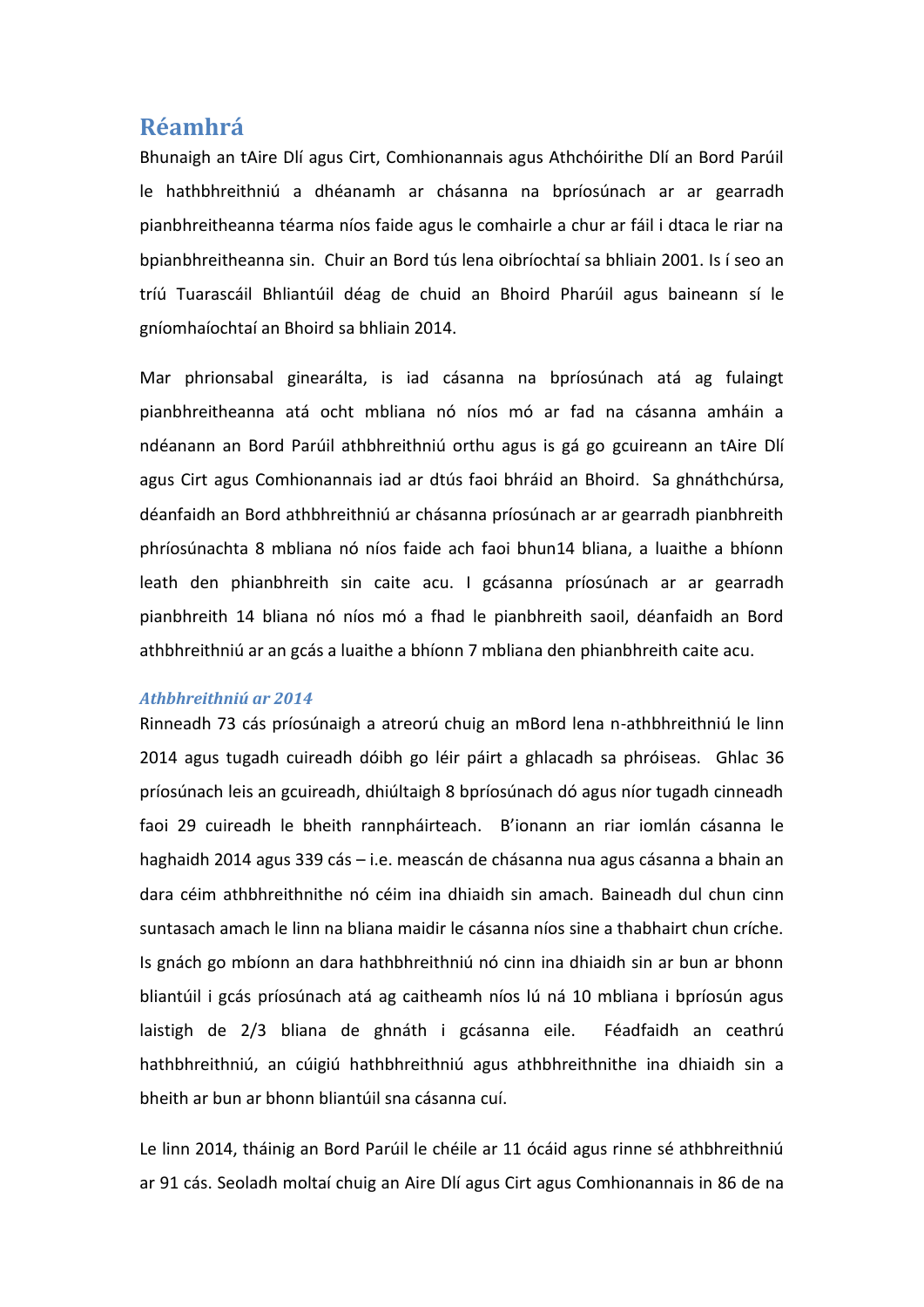# Réamhrá

Bhunaigh an tAire Dlí agus Cirt, Comhionannais agus Athchóirithe Dlí an Bord Parúil le hathbhreithniú a dhéanamh ar chásanna na bpríosúnach ar ar gearradh pianbhreitheanna téarma níos faide agus le comhairle a chur ar fáil i dtaca le riar na bpianbhreitheanna sin. Chuir an Bord tús lena oibríochtaí sa bhliain 2001. Is í seo an tríú Tuarascáil Bhliantúil déag de chuid an Bhoird Pharúil agus baineann sí le gníomhaíochtaí an Bhoird sa bhliain 2014.

Mar phrionsabal ginearálta, is iad cásanna na bpríosúnach atá ag fulaingt pianbhreitheanna atá ocht mbliana nó níos mó ar fad na cásanna amháin a ndéanann an Bord Parúil athbhreithniú orthu agus is gá go gcuireann an tAire Dlí agus Cirt agus Comhionannais iad ar dtús faoi bhráid an Bhoird. Sa ghnáthchúrsa, déanfaidh an Bord athbhreithniú ar chásanna príosúnach ar ar gearradh pianbhreith phríosúnachta 8 mbliana nó níos faide ach faoi bhun14 bliana, a luaithe a bhíonn leath den phianbhreith sin caite acu. I gcásanna príosúnach ar ar gearradh pianbhreith 14 bliana nó níos mó a fhad le pianbhreith saoil, déanfaidh an Bord athbhreithniú ar an gcás a luaithe a bhíonn 7 mbliana den phianbhreith caite acu.

### *Athbhreithniú ar 2014*

Rinneadh 73 cás príosúnaigh a atreorú chuig an mBord lena n-athbhreithniú le linn 2014 agus tugadh cuireadh dóibh go léir páirt a ghlacadh sa phróiseas. Ghlac 36 príosúnach leis an gcuireadh, dhiúltaigh 8 bpríosúnach dó agus níor tugadh cinneadh faoi 29 cuireadh le bheith rannpháirteach. B'ionann an riar iomlán cásanna le haghaidh 2014 agus 339 cás – i.e. meascán de chásanna nua agus cásanna a bhain an dara céim athbhreithnithe nó céim ina dhiaidh sin amach. Baineadh dul chun cinn suntasach amach le linn na bliana maidir le cásanna níos sine a thabhairt chun críche. Is gnách go mbíonn an dara hathbhreithniú nó cinn ina dhiaidh sin ar bun ar bhonn bliantúil i gcás príosúnach atá ag caitheamh níos lú ná 10 mbliana i bpríosún agus laistigh de 2/3 bliana de ghnáth i gcásanna eile. Féadfaidh an ceathrú hathbhreithniú, an cúigiú hathbhreithniú agus athbhreithnithe ina dhiaidh sin a bheith ar bun ar bhonn bliantúil sna cásanna cuí.

Le linn 2014, tháinig an Bord Parúil le chéile ar 11 ócáid agus rinne sé athbhreithniú ar 91 cás. Seoladh moltaí chuig an Aire Dlí agus Cirt agus Comhionannais in 86 de na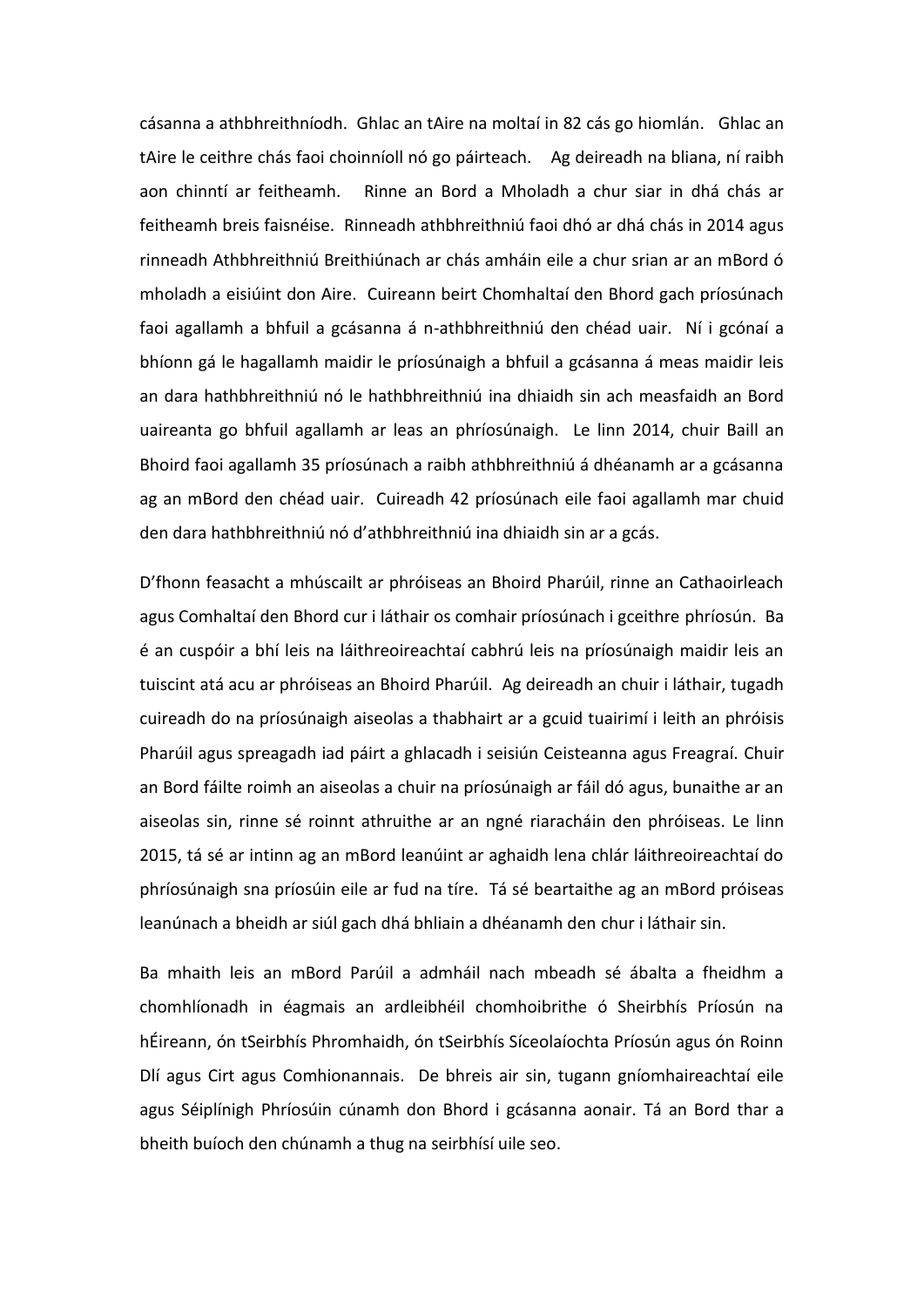cásanna a athbhreithníodh. Ghlac an tAire na moltaí in 82 cás go hiomlán. Ghlac an tAire le ceithre chás faoi choinníoll nó go páirteach. Ag deireadh na bliana, ní raibh aon chinntí ar feitheamh. Rinne an Bord a Mholadh a chur siar in dhá chás ar feitheamh breis faisnéise. Rinneadh athbhreithniú faoi dhó ar dhá chás in 2014 agus rinneadh Athbhreithniú Breithiúnach ar chás amháin eile a chur srian ar an mBord ó mholadh a eisiúint don Aire. Cuireann beirt Chomhaltaí den Bhord gach príosúnach faoi agallamh a bhfuil a gcásanna á n-athbhreithniú den chéad uair. Ní i gcónaí a bhíonn gá le hagallamh maidir le príosúnaigh a bhfuil a gcásanna á meas maidir leis an dara hathbhreithniú nó le hathbhreithniú ina dhiaidh sin ach measfaidh an Bord uaireanta go bhfuil agallamh ar leas an phríosúnaigh. Le linn 2014, chuir Baill an Bhoird faoi agallamh 35 príosúnach a raibh athbhreithniú á dhéanamh ar a gcásanna ag an mBord den chéad uair. Cuireadh 42 príosúnach eile faoi agallamh mar chuid den dara hathbhreithniú nó d'athbhreithniú ina dhiaidh sin ar a gcás.

D'fhonn feasacht a mhúscailt ar phróiseas an Bhoird Pharúil, rinne an Cathaoirleach agus Comhaltaí den Bhord cur i láthair os comhair príosúnach i gceithre phríosún. Ba é an cuspóir a bhí leis na láithreoireachtaí cabhrú leis na príosúnaigh maidir leis an tuiscint atá acu ar phróiseas an Bhoird Pharúil. Ag deireadh an chuir i láthair, tugadh cuireadh do na príosúnaigh aiseolas a thabhairt ar a gcuid tuairimí i leith an phróisis Pharúil agus spreagadh iad páirt a ghlacadh i seisiún Ceisteanna agus Freagraí. Chuir an Bord fáilte roimh an aiseolas a chuir na príosúnaigh ar fáil dó agus, bunaithe ar an aiseolas sin, rinne sé roinnt athruithe ar an ngné riaracháin den phróiseas. Le linn 2015, tá sé ar intinn ag an mBord leanúint ar aghaidh lena chlár láithreoireachtaí do phríosúnaigh sna príosúin eile ar fud na tíre. Tá sé beartaithe ag an mBord próiseas leanúnach a bheidh ar siúl gach dhá bhliain a dhéanamh den chur i láthair sin.

Ba mhaith leis an mBord Parúil a admháil nach mbeadh sé ábalta a fheidhm a chomhlíonadh in éagmais an ardleibhéil chomhoibrithe ó Sheirbhís Príosún na hÉireann, ón tSeirbhís Phromhaidh, ón tSeirbhís Síceolaíochta Príosún agus ón Roinn Dlí agus Cirt agus Comhionannais. De bhreis air sin, tugann gníomhaireachtaí eile agus Séiplínigh Phríosúin cúnamh don Bhord i gcásanna aonair. Tá an Bord thar a bheith buíoch den chúnamh a thug na seirbhísí uile seo.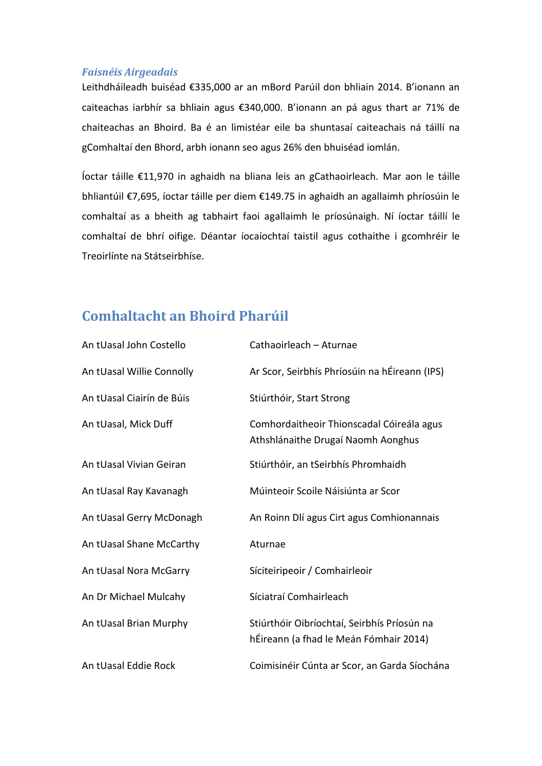### *Faisnéis Airgeadais*

Leithdháileadh buiséad €335,000 ar an mBord Parúil don bhliain 2014. B'ionann an caiteachas iarbhír sa bhliain agus €340,000. B'ionann an pá agus thart ar 71% de chaiteachas an Bhoird. Ba é an limistéar eile ba shuntasaí caiteachais ná táillí na gComhaltaí den Bhord, arbh ionann seo agus 26% den bhuiséad iomlán.

Íoctar táille €11,970 in aghaidh na bliana leis an gCathaoirleach. Mar aon le táille bhliantúil €7,695, íoctar táille per diem €149.75 in aghaidh an agallaimh phríosúin le comhaltaí as a bheith ag tabhairt faoi agallaimh le príosúnaigh. Ní íoctar táillí le comhaltaí de bhrí oifige. Déantar íocaíochtaí taistil agus cothaithe i gcomhréir le Treoirlínte na Státseirbhíse.

## Comhaltacht an Bhoird Pharúil

| | |
|---|---|
| An tUasal John Costello | Cathaoirleach – Aturnae |
| An tUasal Willie Connolly | Ar Scor, Seirbhís Phríosúin na hÉireann (IPS) |
| An tUasal Ciairín de Búis | Stiúrthóir, Start Strong |
| An tUasal, Mick Duff | Comhordaitheoir Thionscadal Cóireála agus Athshlánaithe Drugaí Naomh Aonghus |
| An tUasal Vivian Geiran | Stiúrthóir, an tSeirbhís Phromhaidh |
| An tUasal Ray Kavanagh | Múinteoir Scoile Náisiúnta ar Scor |
| An tUasal Gerry McDonagh | An Roinn Dlí agus Cirt agus Comhionannais |
| An tUasal Shane McCarthy | Aturnae |
| An tUasal Nora McGarry | Síciteiripeoir / Comhairleoir |
| An Dr Michael Mulcahy | Síciatraí Comhairleach |
| An tUasal Brian Murphy | Stiúrthóir Oibríochtaí, Seirbhís Príosún na hÉireann (a fhad le Meán Fómhair 2014) |
| An tUasal Eddie Rock | Coimisinéir Cúnta ar Scor, an Garda Síochána |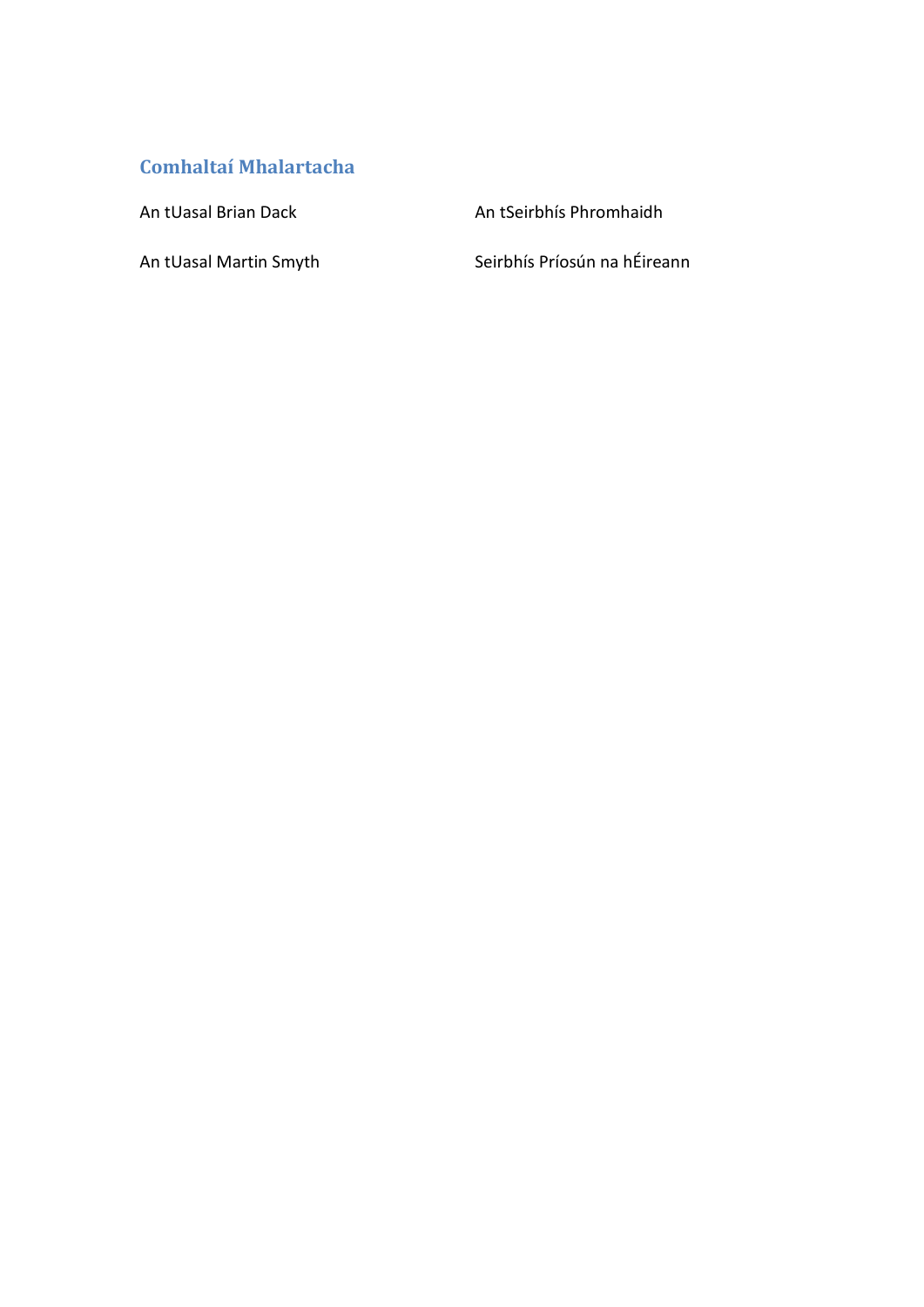## Comhaltaí Mhalartacha

| | |
|---|---|
| An tUasal Brian Dack | An tSeirbhís Phromhaidh |
| An tUasal Martin Smyth | Seirbhís Príosún na hÉireann |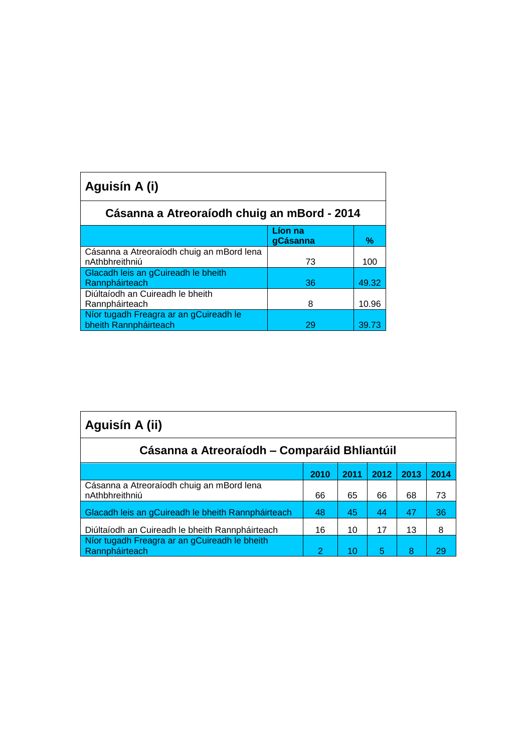## Aguisín A (i)

### Cásanna a Atreoraíodh chuig an mBord - 2014

| | Líon na gCásanna | % |
|---|---|---|
| Cásanna a Atreoraíodh chuig an mBord lena nAthbhreithniú | 73 | 100 |
| Glacadh leis an gCuireadh le bheith Rannpháirteach | 36 | 49.32 |
| Diúltaíodh an Cuireadh le bheith Rannpháirteach | 8 | 10.96 |
| Níor tugadh Freagra ar an gCuireadh le bheith Rannpháirteach | 29 | 39.73 |

## Aguisín A (ii)

### Cásanna a Atreoraíodh – Comparáid Bhliantúil

| | 2010 | 2011 | 2012 | 2013 | 2014 |
|---|---|---|---|---|---|
| Cásanna a Atreoraíodh chuig an mBord lena nAthbhreithniú | 66 | 65 | 66 | 68 | 73 |
| Glacadh leis an gCuireadh le bheith Rannpháirteach | 48 | 45 | 44 | 47 | 36 |
| Diúltaíodh an Cuireadh le bheith Rannpháirteach | 16 | 10 | 17 | 13 | 8 |
| Níor tugadh Freagra ar an gCuireadh le bheith Rannpháirteach | 2 | 10 | 5 | 8 | 29 |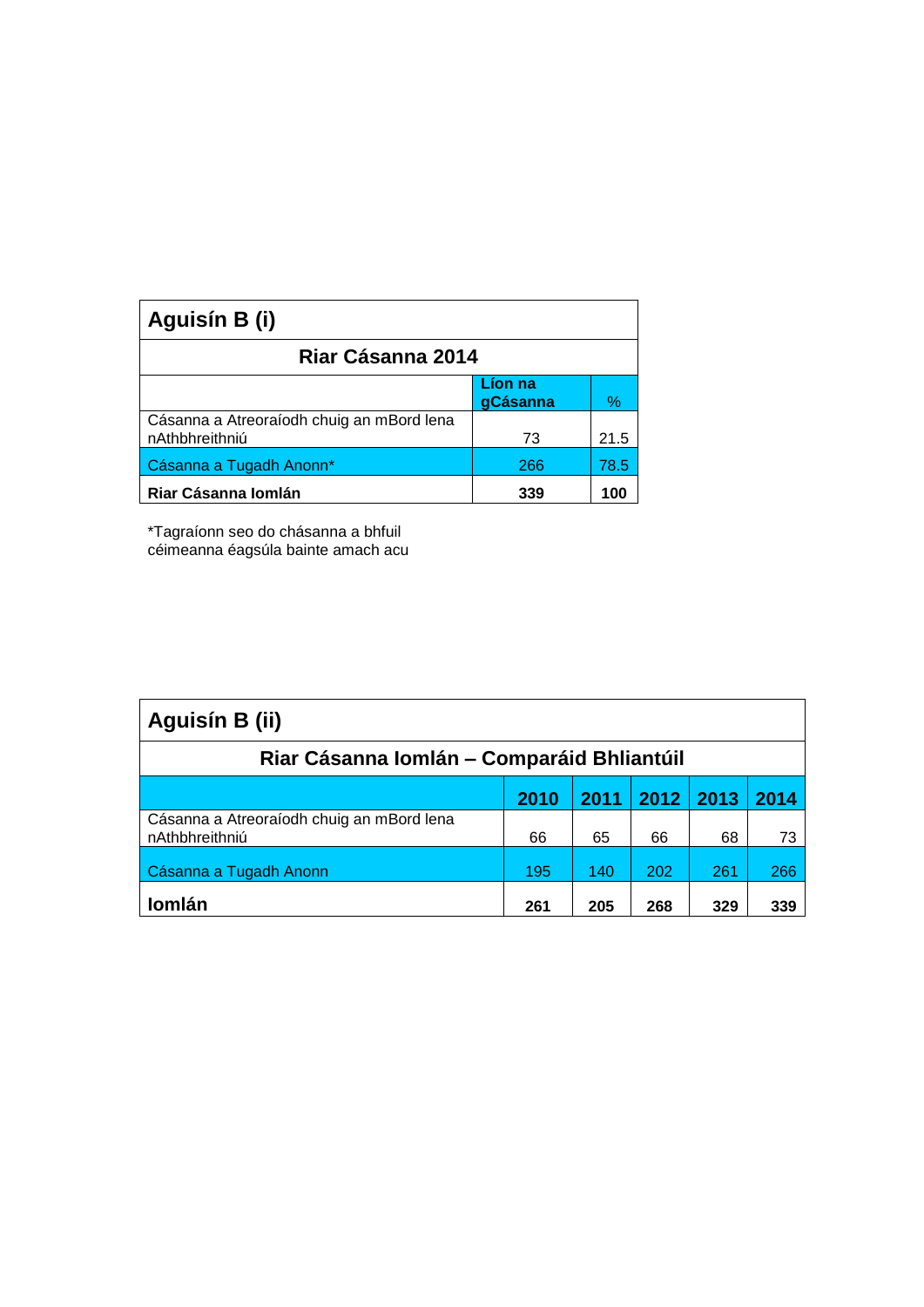## Aguisín B (i)

| Riar Cásanna 2014 | | |
|---|---|---|
| | **Líon na gCásanna** | % |
| Cásanna a Atreoraíodh chuig an mBord lena nAthbhreithniú | 73 | 21.5 |
| Cásanna a Tugadh Anonn* | 266 | 78.5 |
| **Riar Cásanna Iomlán** | **339** | **100** |

*Tagraíonn seo do chásanna a bhfuil céimeanna éagsúla bainte amach acu

## Aguisín B (ii)

| Riar Cásanna Iomlán – Comparáid Bhliantúil | | | | | |
|---|---|---|---|---|---|
| | **2010** | **2011** | **2012** | **2013** | **2014** |
| Cásanna a Atreoraíodh chuig an mBord lena nAthbhreithniú | 66 | 65 | 66 | 68 | 73 |
| Cásanna a Tugadh Anonn | 195 | 140 | 202 | 261 | 266 |
| **Iomlán** | **261** | **205** | **268** | **329** | **339** |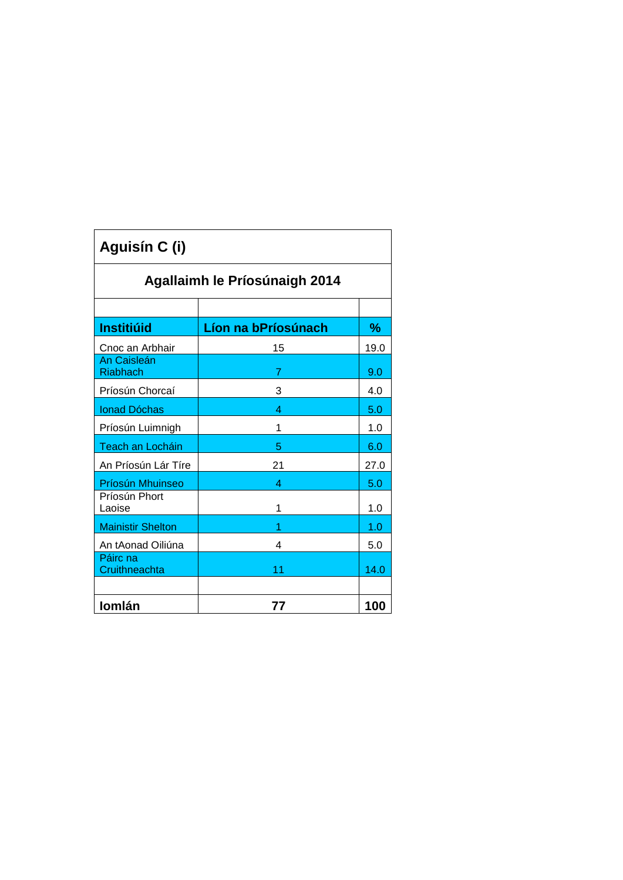## Aguisín C (i)

### Agallaimh le Príosúnaigh 2014

| Institiúid | Líon na bPríosúnach | % |
|---|---|---|
| Cnoc an Arbhair | 15 | 19.0 |
| An Caisleán Riabhach | 7 | 9.0 |
| Príosún Chorcaí | 3 | 4.0 |
| Ionad Dóchas | 4 | 5.0 |
| Príosún Luimnigh | 1 | 1.0 |
| Teach an Locháin | 5 | 6.0 |
| An Príosún Lár Tíre | 21 | 27.0 |
| Príosún Mhuinseo | 4 | 5.0 |
| Príosún Phort Laoise | 1 | 1.0 |
| Mainistir Shelton | 1 | 1.0 |
| An tAonad Oiliúna | 4 | 5.0 |
| Páirc na Cruithneachta | 11 | 14.0 |
| | | |
| **Iomlán** | **77** | **100** |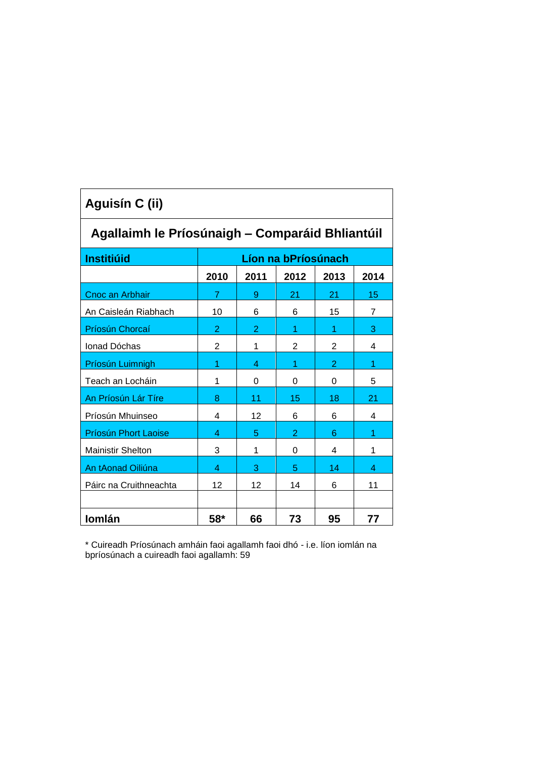## Aguisín C (ii)

### Agallaimh le Príosúnaigh – Comparáid Bhliantúil

| Institiúid | Líon na bPríosúnach | | | | |
|---|---|---|---|---|---|
| | 2010 | 2011 | 2012 | 2013 | 2014 |
| Cnoc an Arbhair | 7 | 9 | 21 | 21 | 15 |
| An Caisleán Riabhach | 10 | 6 | 6 | 15 | 7 |
| Príosún Chorcaí | 2 | 2 | 1 | 1 | 3 |
| Ionad Dóchas | 2 | 1 | 2 | 2 | 4 |
| Príosún Luimnigh | 1 | 4 | 1 | 2 | 1 |
| Teach an Locháin | 1 | 0 | 0 | 0 | 5 |
| An Príosún Lár Tíre | 8 | 11 | 15 | 18 | 21 |
| Príosún Mhuinseo | 4 | 12 | 6 | 6 | 4 |
| Príosún Phort Laoise | 4 | 5 | 2 | 6 | 1 |
| Mainistir Shelton | 3 | 1 | 0 | 4 | 1 |
| An tAonad Oiliúna | 4 | 3 | 5 | 14 | 4 |
| Páirc na Cruithneachta | 12 | 12 | 14 | 6 | 11 |
| | | | | | |
| **Iomlán** | **58*** | **66** | **73** | **95** | **77** |

* Cuireadh Príosúnach amháin faoi agallamh faoi dhó - i.e. líon iomlán na bpríosúnach a cuireadh faoi agallamh: 59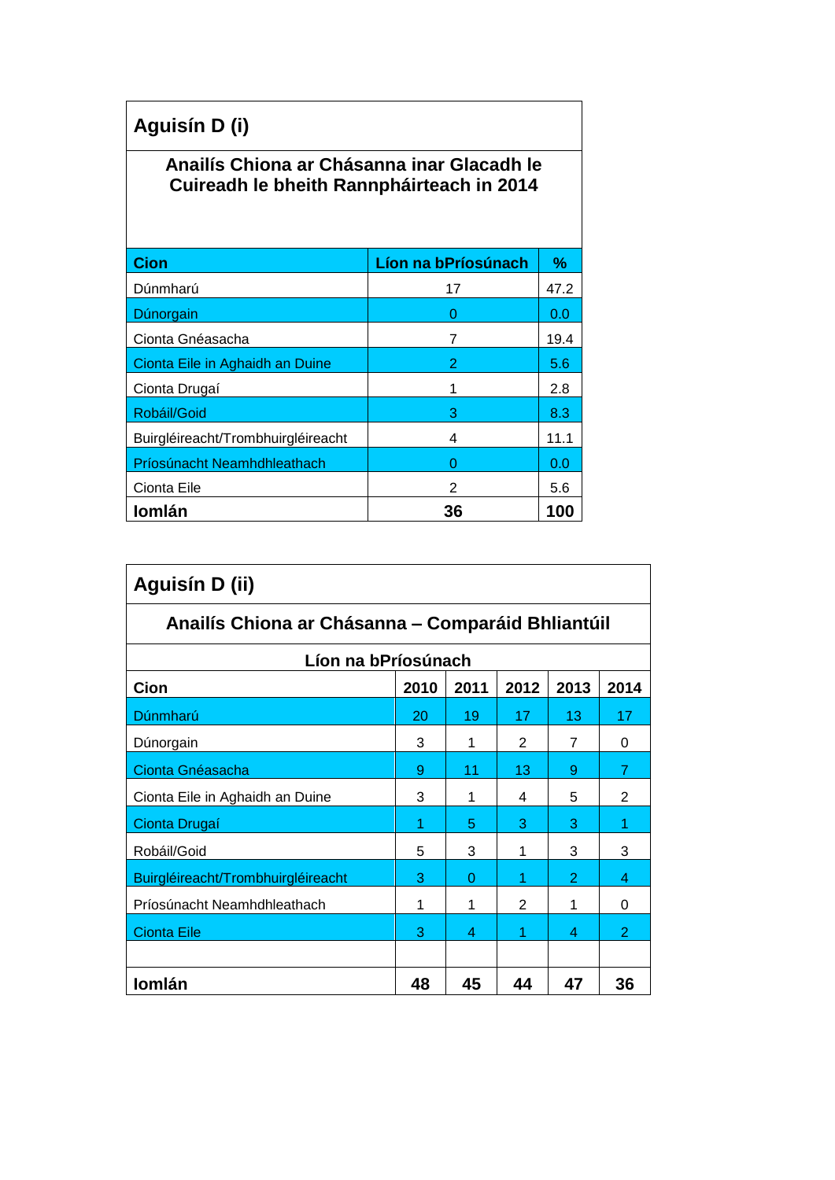## Aguisín D (i)

### Anailís Chiona ar Chásanna inar Glacadh le Cuireadh le bheith Rannpháirteach in 2014

| Cion | Líon na bPríosúnach | % |
|---|---|---|
| Dúnmharú | 17 | 47.2 |
| Dúnorgain | 0 | 0.0 |
| Cionta Gnéasacha | 7 | 19.4 |
| Cionta Eile in Aghaidh an Duine | 2 | 5.6 |
| Cionta Drugaí | 1 | 2.8 |
| Robáil/Goid | 3 | 8.3 |
| Buirgléireacht/Trombhuirgléireacht | 4 | 11.1 |
| Príosúnacht Neamhdhleathach | 0 | 0.0 |
| Cionta Eile | 2 | 5.6 |
| **Iomlán** | **36** | **100** |

## Aguisín D (ii)

### Anailís Chiona ar Chásanna – Comparáid Bhliantúil

| | Líon na bPríosúnach | | | | |
|---|---|---|---|---|---|
| **Cion** | **2010** | **2011** | **2012** | **2013** | **2014** |
| Dúnmharú | 20 | 19 | 17 | 13 | 17 |
| Dúnorgain | 3 | 1 | 2 | 7 | 0 |
| Cionta Gnéasacha | 9 | 11 | 13 | 9 | 7 |
| Cionta Eile in Aghaidh an Duine | 3 | 1 | 4 | 5 | 2 |
| Cionta Drugaí | 1 | 5 | 3 | 3 | 1 |
| Robáil/Goid | 5 | 3 | 1 | 3 | 3 |
| Buirgléireacht/Trombhuirgléireacht | 3 | 0 | 1 | 2 | 4 |
| Príosúnacht Neamhdhleathach | 1 | 1 | 2 | 1 | 0 |
| Cionta Eile | 3 | 4 | 1 | 4 | 2 |
| | | | | | |
| **Iomlán** | **48** | **45** | **44** | **47** | **36** |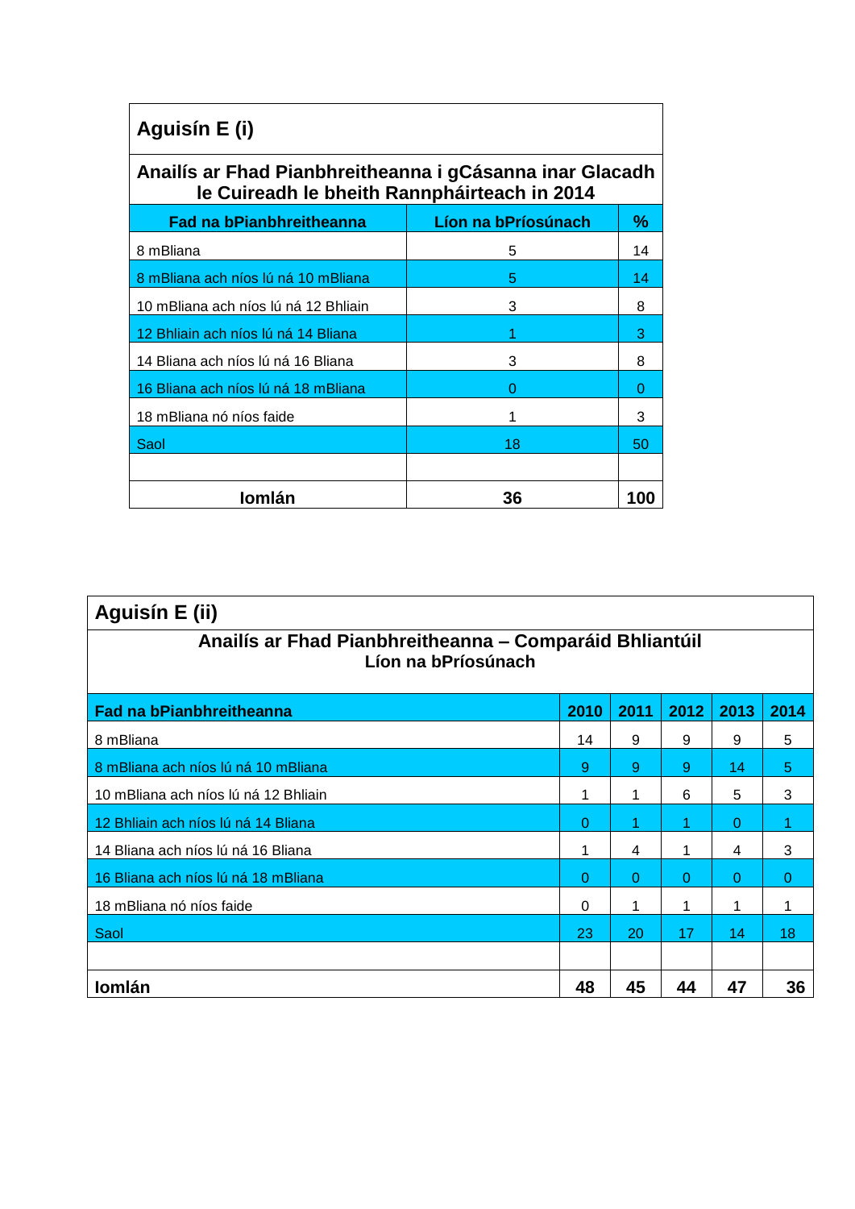## Aguisín E (i)

### Anailís ar Fhad Pianbhreitheanna i gCásanna inar Glacadh le Cuireadh le bheith Rannpháirteach in 2014

| Fad na bPianbhreitheanna | Líon na bPríosúnach | % |
|---|---|---|
| 8 mBliana | 5 | 14 |
| 8 mBliana ach níos lú ná 10 mBliana | 5 | 14 |
| 10 mBliana ach níos lú ná 12 Bhliain | 3 | 8 |
| 12 Bhliain ach níos lú ná 14 Bliana | 1 | 3 |
| 14 Bliana ach níos lú ná 16 Bliana | 3 | 8 |
| 16 Bliana ach níos lú ná 18 mBliana | 0 | 0 |
| 18 mBliana nó níos faide | 1 | 3 |
| Saol | 18 | 50 |
| | | |
| **Iomlán** | **36** | **100** |

## Aguisín E (ii)

### Anailís ar Fhad Pianbhreitheanna – Comparáid Bhliantúil
**Líon na bPríosúnach**

| Fad na bPianbhreitheanna | 2010 | 2011 | 2012 | 2013 | 2014 |
|---|---|---|---|---|---|
| 8 mBliana | 14 | 9 | 9 | 9 | 5 |
| 8 mBliana ach níos lú ná 10 mBliana | 9 | 9 | 9 | 14 | 5 |
| 10 mBliana ach níos lú ná 12 Bhliain | 1 | 1 | 6 | 5 | 3 |
| 12 Bhliain ach níos lú ná 14 Bliana | 0 | 1 | 1 | 0 | 1 |
| 14 Bliana ach níos lú ná 16 Bliana | 1 | 4 | 1 | 4 | 3 |
| 16 Bliana ach níos lú ná 18 mBliana | 0 | 0 | 0 | 0 | 0 |
| 18 mBliana nó níos faide | 0 | 1 | 1 | 1 | 1 |
| Saol | 23 | 20 | 17 | 14 | 18 |
| | | | | | |
| **Iomlán** | **48** | **45** | **44** | **47** | **36** |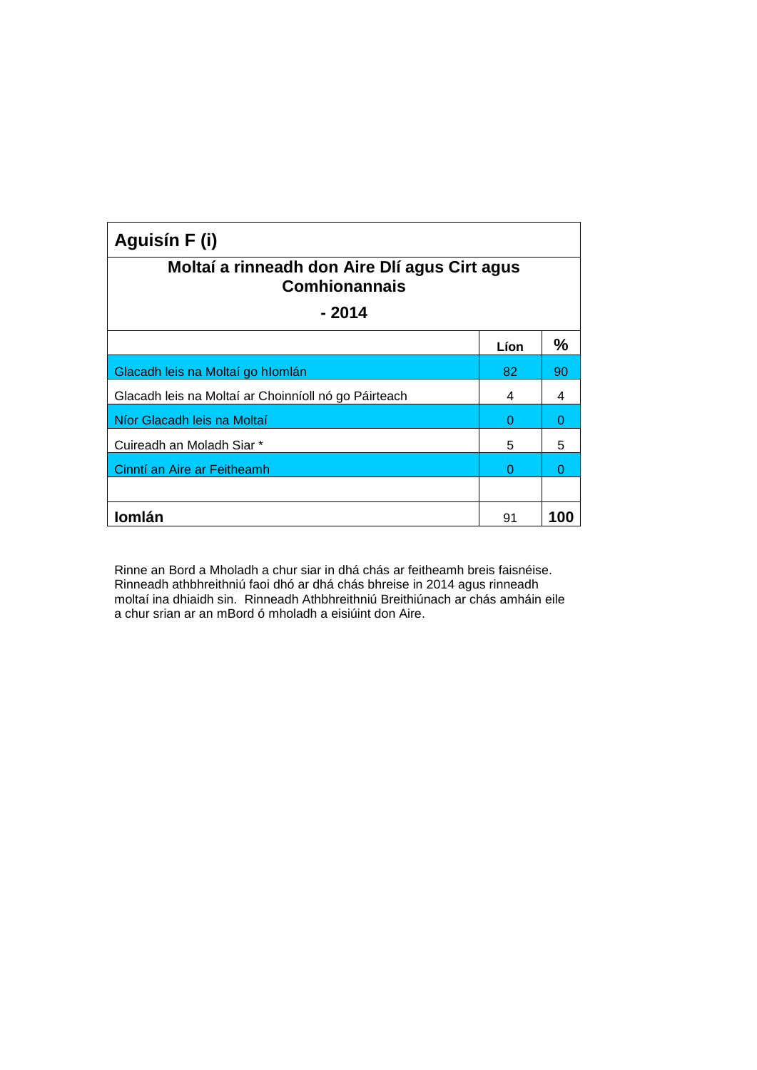## Aguisín F (i)

### Moltaí a rinneadh don Aire Dlí agus Cirt agus Comhionannais

### - 2014

| | Líon | % |
|---|---|---|
| Glacadh leis na Moltaí go hIomlán | 82 | 90 |
| Glacadh leis na Moltaí ar Choinníoll nó go Páirteach | 4 | 4 |
| Níor Glacadh leis na Moltaí | 0 | 0 |
| Cuireadh an Moladh Siar * | 5 | 5 |
| Cinntí an Aire ar Feitheamh | 0 | 0 |
| | | |
| **Iomlán** | 91 | **100** |

Rinne an Bord a Mholadh a chur siar in dhá chás ar feitheamh breis faisnéise. Rinneadh athbhreithniú faoi dhó ar dhá chás bhreise in 2014 agus rinneadh moltaí ina dhiaidh sin. Rinneadh Athbhreithniú Breithiúnach ar chás amháin eile a chur srian ar an mBord ó mholadh a eisiúint don Aire.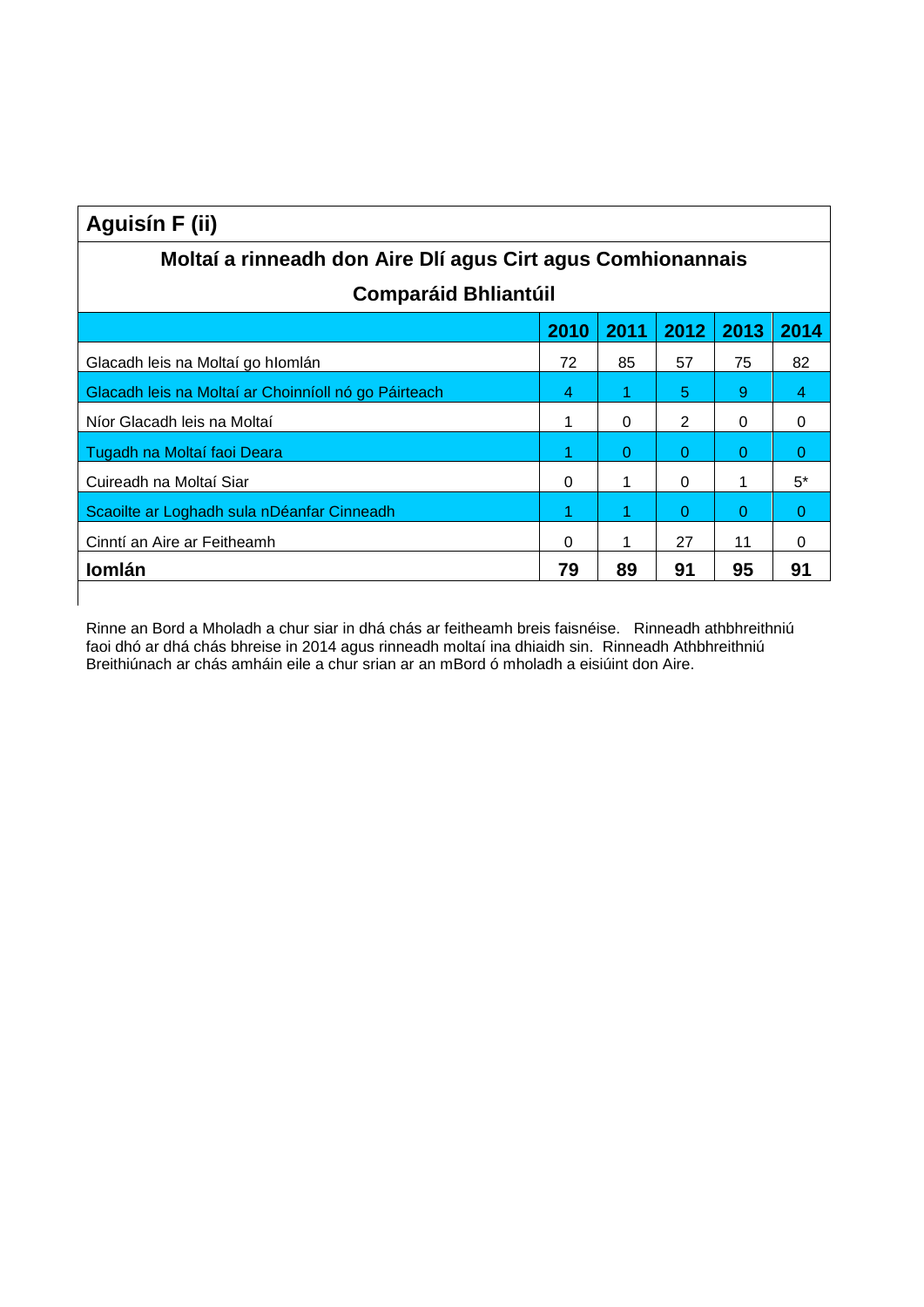## Aguisín F (ii)

### Moltaí a rinneadh don Aire Dlí agus Cirt agus Comhionannais

### Comparáid Bhliantúil

| | 2010 | 2011 | 2012 | 2013 | 2014 |
|---|---|---|---|---|---|
| Glacadh leis na Moltaí go hIomlán | 72 | 85 | 57 | 75 | 82 |
| Glacadh leis na Moltaí ar Choinníoll nó go Páirteach | 4 | 1 | 5 | 9 | 4 |
| Níor Glacadh leis na Moltaí | 1 | 0 | 2 | 0 | 0 |
| Tugadh na Moltaí faoi Deara | 1 | 0 | 0 | 0 | 0 |
| Cuireadh na Moltaí Siar | 0 | 1 | 0 | 1 | 5* |
| Scaoilte ar Loghadh sula nDéanfar Cinneadh | 1 | 1 | 0 | 0 | 0 |
| Cinntí an Aire ar Feitheamh | 0 | 1 | 27 | 11 | 0 |
| **Iomlán** | **79** | **89** | **91** | **95** | **91** |

Rinne an Bord a Mholadh a chur siar in dhá chás ar feitheamh breis faisnéise. Rinneadh athbhreithniú faoi dhó ar dhá chás bhreise in 2014 agus rinneadh moltaí ina dhiaidh sin. Rinneadh Athbhreithniú Breithiúnach ar chás amháin eile a chur srian ar an mBord ó mholadh a eisiúint don Aire.